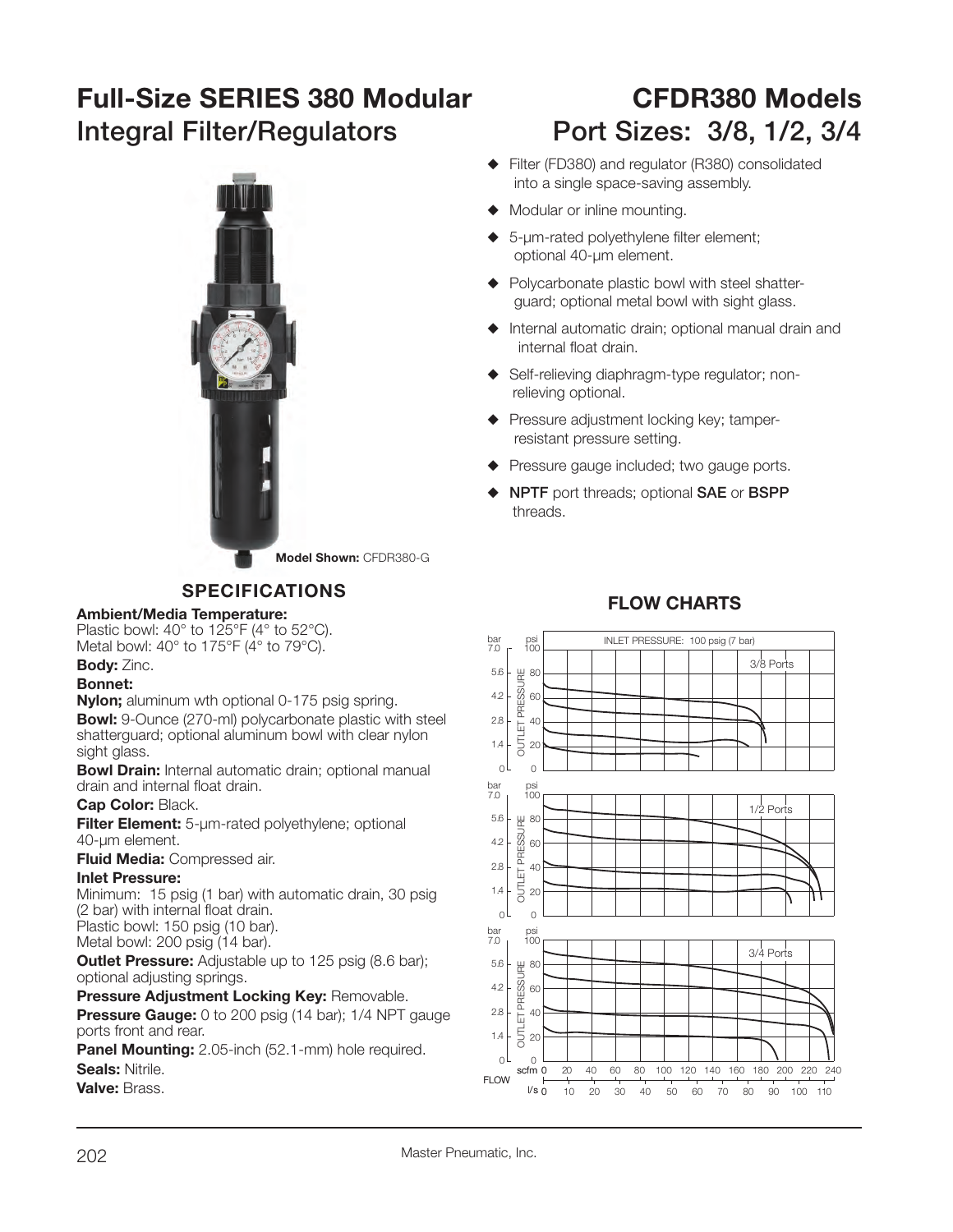# Full-Size SERIES 380 Modular Integral Filter/Regulators

# CFDR380 Models Port Sizes: 3/8, 1/2, 3/4

- Filter (FD380) and regulator (R380) consolidated into a single space-saving assembly.
- Modular or inline mounting.
- 5-µm-rated polyethylene filter element; optional 40-µm element.
- Polycarbonate plastic bowl with steel shatter-guard; optional metal bowl with sight glass.
- Internal automatic drain; optional manual drain and internal float drain.
- Self-relieving diaphragm-type regulator; non-relieving optional.
- Pressure adjustment locking key; tamper-resistant pressure setting.
- Pressure gauge included; two gauge ports.
- **NPTF** port threads; optional **SAE** or **BSPP** threads.

**Model Shown:** CFDR380-G

## SPECIFICATIONS

**Ambient/Media Temperature:**
Plastic bowl: 40° to 125°F (4° to 52°C).
Metal bowl: 40° to 175°F (4° to 79°C).

**Body:** Zinc.

**Bonnet:**
**Nylon;** aluminum wth optional 0-175 psig spring.

**Bowl:** 9-Ounce (270-ml) polycarbonate plastic with steel shatterguard; optional aluminum bowl with clear nylon sight glass.

**Bowl Drain:** Internal automatic drain; optional manual drain and internal float drain.

**Cap Color:** Black.

**Filter Element:** 5-µm-rated polyethylene; optional 40-µm element.

**Fluid Media:** Compressed air.

**Inlet Pressure:**
Minimum: 15 psig (1 bar) with automatic drain, 30 psig (2 bar) with internal float drain.
Plastic bowl: 150 psig (10 bar).
Metal bowl: 200 psig (14 bar).

**Outlet Pressure:** Adjustable up to 125 psig (8.6 bar); optional adjusting springs.

**Pressure Adjustment Locking Key:** Removable.

**Pressure Gauge:** 0 to 200 psig (14 bar); 1/4 NPT gauge ports front and rear.

**Panel Mounting:** 2.05-inch (52.1-mm) hole required.

**Seals:** Nitrile.

**Valve:** Brass.

## FLOW CHARTS

INLET PRESSURE: 100 psig (7 bar)

3/8 Ports

1/2 Ports

3/4 Ports

OUTLET PRESSURE — bar: 0, 1.4, 2.8, 4.2, 5.6, 7.0; psi: 0, 20, 40, 60, 80, 100

FLOW — scfm: 0, 20, 40, 60, 80, 100, 120, 140, 160, 180, 200, 220, 240; l/s: 0, 10, 20, 30, 40, 50, 60, 70, 80, 90, 100, 110

Master Pneumatic, Inc.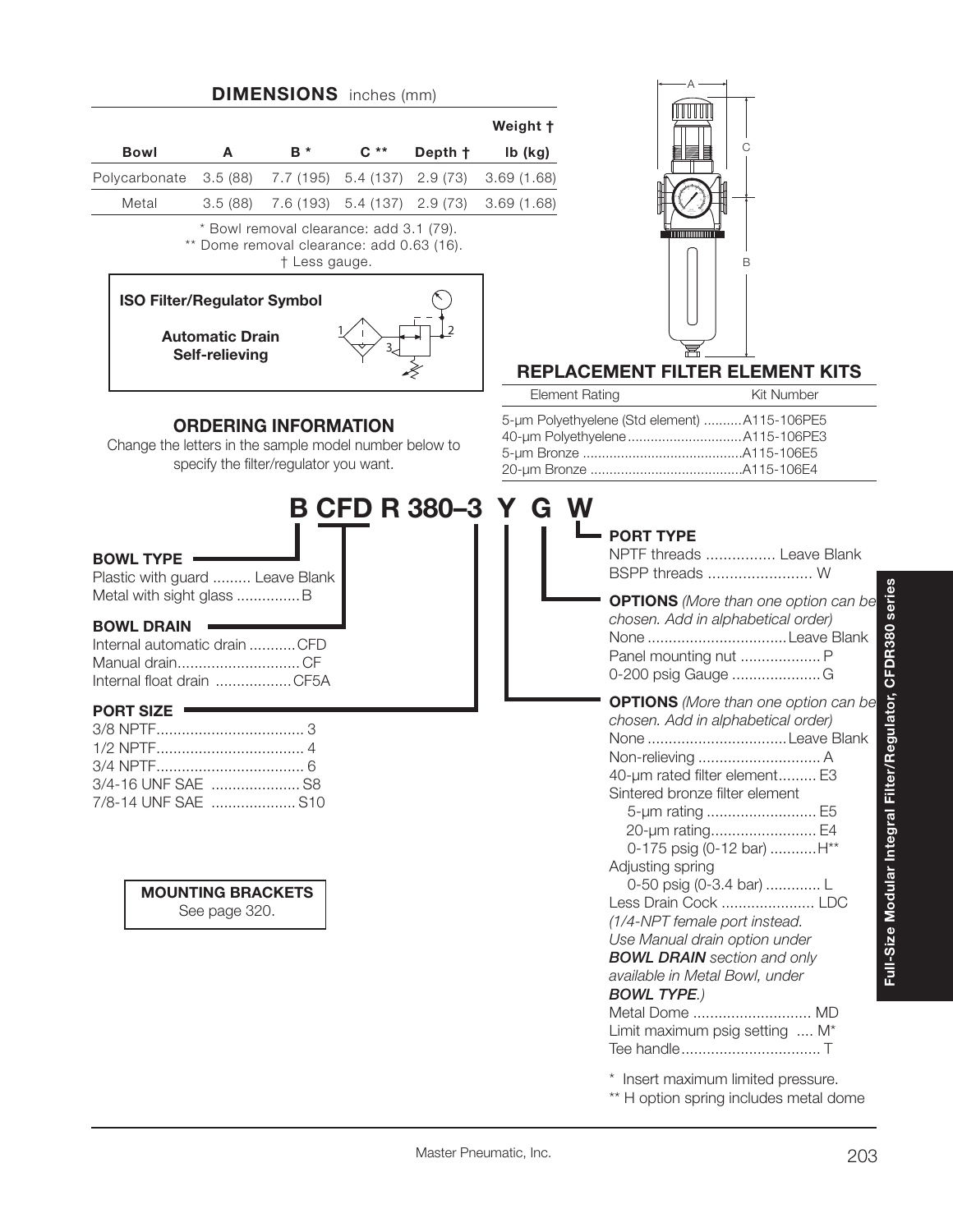## DIMENSIONS inches (mm)

| Bowl | A | B * | C ** | Depth † | Weight † lb (kg) |
|---|---|---|---|---|---|
| Polycarbonate | 3.5 (88) | 7.7 (195) | 5.4 (137) | 2.9 (73) | 3.69 (1.68) |
| Metal | 3.5 (88) | 7.6 (193) | 5.4 (137) | 2.9 (73) | 3.69 (1.68) |

\* Bowl removal clearance: add 3.1 (79).
** Dome removal clearance: add 0.63 (16).
† Less gauge.

A

C

B

**ISO Filter/Regulator Symbol**

**Automatic Drain**
**Self-relieving**

1 2 3

## REPLACEMENT FILTER ELEMENT KITS

| Element Rating | Kit Number |
|---|---|
| 5-µm Polyethylene (Std element) | A115-106PE5 |
| 40-µm Polyethylene | A115-106PE3 |
| 5-µm Bronze | A115-106E5 |
| 20-µm Bronze | A115-106E4 |

## ORDERING INFORMATION

Change the letters in the sample model number below to specify the filter/regulator you want.

# B CFD R 380–3 Y G W

**BOWL TYPE**
Plastic with guard ......... Leave Blank
Metal with sight glass ............... B

**BOWL DRAIN**
Internal automatic drain ........... CFD
Manual drain............................. CF
Internal float drain .................. CF5A

**PORT SIZE**
3/8 NPTF................................... 3
1/2 NPTF................................... 4
3/4 NPTF................................... 6
3/4-16 UNF SAE ..................... S8
7/8-14 UNF SAE .................... S10

**MOUNTING BRACKETS**
See page 320.

**PORT TYPE**
NPTF threads ................ Leave Blank
BSPP threads ........................ W

**OPTIONS** *(More than one option can be chosen. Add in alphabetical order)*
None ................................. Leave Blank
Panel mounting nut .................. P
0-200 psig Gauge ..................... G

**OPTIONS** *(More than one option can be chosen. Add in alphabetical order)*
None ................................. Leave Blank
Non-relieving ............................. A
40-µm rated filter element......... E3
Sintered bronze filter element
  5-µm rating .......................... E5
  20-µm rating......................... E4
  0-175 psig (0-12 bar) ...........H**
Adjusting spring
  0-50 psig (0-3.4 bar) ............. L
Less Drain Cock ...................... LDC
*(1/4-NPT female port instead. Use Manual drain option under **BOWL DRAIN** section and only available in Metal Bowl, under **BOWL TYPE**.)*
Metal Dome ............................ MD
Limit maximum psig setting .... M*
Tee handle................................. T

\* Insert maximum limited pressure.
** H option spring includes metal dome